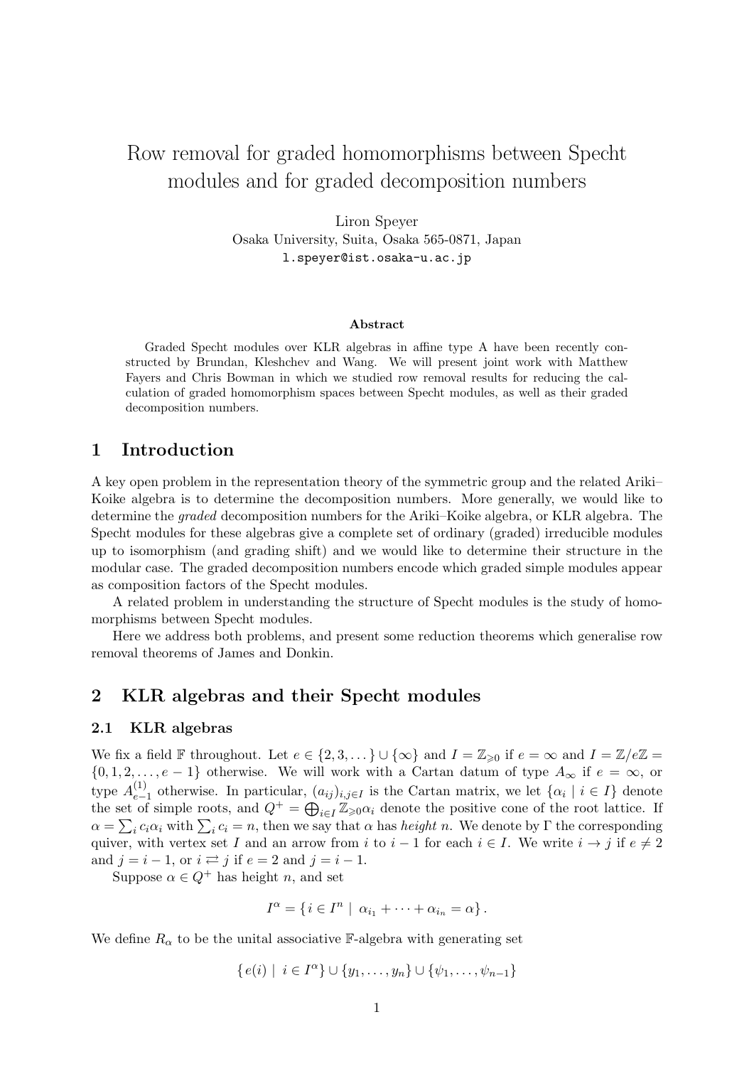# Row removal for graded homomorphisms between Specht modules and for graded decomposition numbers

Liron Speyer
Osaka University, Suita, Osaka 565-0871, Japan
l.speyer@ist.osaka-u.ac.jp

**Abstract**

Graded Specht modules over KLR algebras in affine type A have been recently constructed by Brundan, Kleshchev and Wang. We will present joint work with Matthew Fayers and Chris Bowman in which we studied row removal results for reducing the calculation of graded homomorphism spaces between Specht modules, as well as their graded decomposition numbers.

## 1 Introduction

A key open problem in the representation theory of the symmetric group and the related Ariki–Koike algebra is to determine the decomposition numbers. More generally, we would like to determine the *graded* decomposition numbers for the Ariki–Koike algebra, or KLR algebra. The Specht modules for these algebras give a complete set of ordinary (graded) irreducible modules up to isomorphism (and grading shift) and we would like to determine their structure in the modular case. The graded decomposition numbers encode which graded simple modules appear as composition factors of the Specht modules.

A related problem in understanding the structure of Specht modules is the study of homomorphisms between Specht modules.

Here we address both problems, and present some reduction theorems which generalise row removal theorems of James and Donkin.

## 2 KLR algebras and their Specht modules

### 2.1 KLR algebras

We fix a field $\mathbb{F}$ throughout. Let $e \in \{2, 3, \dots\} \cup \{\infty\}$ and $I = \mathbb{Z}_{\geqslant 0}$ if $e = \infty$ and $I = \mathbb{Z}/e\mathbb{Z} = \{0, 1, 2, \dots, e-1\}$ otherwise. We will work with a Cartan datum of type $A_\infty$ if $e = \infty$, or type $A^{(1)}_{e-1}$ otherwise. In particular, $(a_{ij})_{i,j \in I}$ is the Cartan matrix, we let $\{\alpha_i \mid i \in I\}$ denote the set of simple roots, and $Q^+ = \bigoplus_{i \in I} \mathbb{Z}_{\geqslant 0}\alpha_i$ denote the positive cone of the root lattice. If $\alpha = \sum_i c_i \alpha_i$ with $\sum_i c_i = n$, then we say that $\alpha$ has *height* $n$. We denote by $\Gamma$ the corresponding quiver, with vertex set $I$ and an arrow from $i$ to $i-1$ for each $i \in I$. We write $i \to j$ if $e \neq 2$ and $j = i - 1$, or $i \rightleftarrows j$ if $e = 2$ and $j = i - 1$.

Suppose $\alpha \in Q^+$ has height $n$, and set

$$I^\alpha = \{\, i \in I^n \mid \alpha_{i_1} + \cdots + \alpha_{i_n} = \alpha \,\}.$$

We define $R_\alpha$ to be the unital associative $\mathbb{F}$-algebra with generating set

$$\{\, e(i) \mid i \in I^\alpha \} \cup \{y_1, \dots, y_n\} \cup \{\psi_1, \dots, \psi_{n-1}\}$$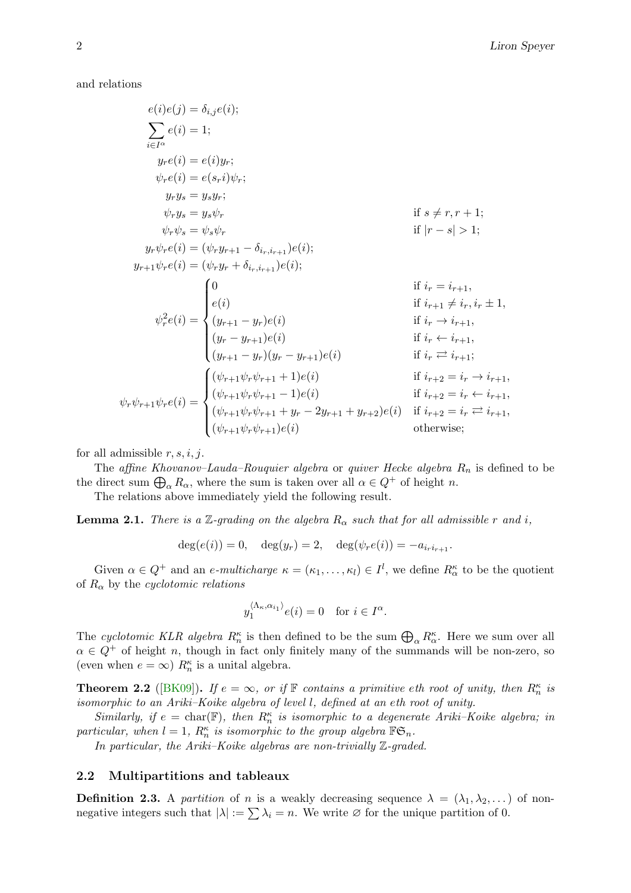and relations

$$
\begin{aligned}
e(i)e(j) &= \delta_{i,j}e(i); \\
\sum_{i \in I^\alpha} e(i) &= 1; \\
y_r e(i) &= e(i) y_r; \\
\psi_r e(i) &= e(s_r i)\psi_r; \\
y_r y_s &= y_s y_r; \\
\psi_r y_s &= y_s \psi_r && \text{if } s \neq r, r+1; \\
\psi_r \psi_s &= \psi_s \psi_r && \text{if } |r-s| > 1; \\
y_r \psi_r e(i) &= (\psi_r y_{r+1} - \delta_{i_r, i_{r+1}})e(i); \\
y_{r+1}\psi_r e(i) &= (\psi_r y_r + \delta_{i_r, i_{r+1}})e(i); \\
\psi_r^2 e(i) &= \begin{cases} 0 & \text{if } i_r = i_{r+1}, \\ e(i) & \text{if } i_{r+1} \neq i_r, i_r \pm 1, \\ (y_{r+1} - y_r)e(i) & \text{if } i_r \rightarrow i_{r+1}, \\ (y_r - y_{r+1})e(i) & \text{if } i_r \leftarrow i_{r+1}, \\ (y_{r+1} - y_r)(y_r - y_{r+1})e(i) & \text{if } i_r \rightleftarrows i_{r+1}; \end{cases} \\
\psi_r \psi_{r+1} \psi_r e(i) &= \begin{cases} (\psi_{r+1}\psi_r\psi_{r+1} + 1)e(i) & \text{if } i_{r+2} = i_r \rightarrow i_{r+1}, \\ (\psi_{r+1}\psi_r\psi_{r+1} - 1)e(i) & \text{if } i_{r+2} = i_r \leftarrow i_{r+1}, \\ (\psi_{r+1}\psi_r\psi_{r+1} + y_r - 2y_{r+1} + y_{r+2})e(i) & \text{if } i_{r+2} = i_r \rightleftarrows i_{r+1}, \\ (\psi_{r+1}\psi_r\psi_{r+1})e(i) & \text{otherwise;} \end{cases}
\end{aligned}
$$

for all admissible $r, s, i, j$.

The *affine Khovanov–Lauda–Rouquier algebra* or *quiver Hecke algebra* $R_n$ is defined to be the direct sum $\bigoplus_\alpha R_\alpha$, where the sum is taken over all $\alpha \in Q^+$ of height $n$.

The relations above immediately yield the following result.

**Lemma 2.1.** *There is a $\mathbb{Z}$-grading on the algebra $R_\alpha$ such that for all admissible $r$ and $i$,*

$$\deg(e(i)) = 0, \quad \deg(y_r) = 2, \quad \deg(\psi_r e(i)) = -a_{i_r i_{r+1}}.$$

Given $\alpha \in Q^+$ and an *$e$-multicharge* $\kappa = (\kappa_1, \dots, \kappa_l) \in I^l$, we define $R_\alpha^\kappa$ to be the quotient of $R_\alpha$ by the *cyclotomic relations*

$$y_1^{\langle \Lambda_\kappa, \alpha_{i_1} \rangle} e(i) = 0 \quad \text{for } i \in I^\alpha.$$

The *cyclotomic KLR algebra* $R_n^\kappa$ is then defined to be the sum $\bigoplus_\alpha R_\alpha^\kappa$. Here we sum over all $\alpha \in Q^+$ of height $n$, though in fact only finitely many of the summands will be non-zero, so (even when $e = \infty$) $R_n^\kappa$ is a unital algebra.

**Theorem 2.2** ([BK09]). *If $e = \infty$, or if $\mathbb{F}$ contains a primitive $e$th root of unity, then $R_n^\kappa$ is isomorphic to an Ariki–Koike algebra of level $l$, defined at an $e$th root of unity.*

*Similarly, if $e = \operatorname{char}(\mathbb{F})$, then $R_n^\kappa$ is isomorphic to a degenerate Ariki–Koike algebra; in particular, when $l = 1$, $R_n^\kappa$ is isomorphic to the group algebra $\mathbb{F}\mathfrak{S}_n$.*

*In particular, the Ariki–Koike algebras are non-trivially $\mathbb{Z}$-graded.*

## 2.2 Multipartitions and tableaux

**Definition 2.3.** A *partition* of $n$ is a weakly decreasing sequence $\lambda = (\lambda_1, \lambda_2, \dots)$ of non-negative integers such that $|\lambda| := \sum \lambda_i = n$. We write $\varnothing$ for the unique partition of 0.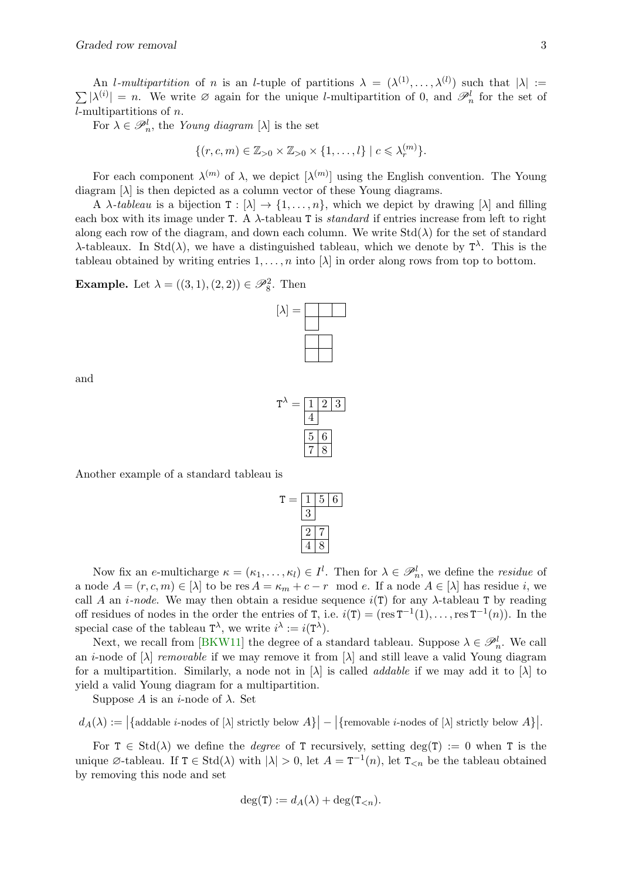An *l-multipartition* of $n$ is an $l$-tuple of partitions $\lambda = (\lambda^{(1)}, \dots, \lambda^{(l)})$ such that $|\lambda| := \sum |\lambda^{(i)}| = n$. We write $\varnothing$ again for the unique $l$-multipartition of 0, and $\mathscr{P}_n^l$ for the set of $l$-multipartitions of $n$.

For $\lambda \in \mathscr{P}_n^l$, the *Young diagram* $[\lambda]$ is the set

$$\{(r, c, m) \in \mathbb{Z}_{>0} \times \mathbb{Z}_{>0} \times \{1, \dots, l\} \mid c \leqslant \lambda_r^{(m)}\}.$$

For each component $\lambda^{(m)}$ of $\lambda$, we depict $[\lambda^{(m)}]$ using the English convention. The Young diagram $[\lambda]$ is then depicted as a column vector of these Young diagrams.

A $\lambda$*-tableau* is a bijection $\mathtt{T} : [\lambda] \to \{1, \dots, n\}$, which we depict by drawing $[\lambda]$ and filling each box with its image under $\mathtt{T}$. A $\lambda$-tableau $\mathtt{T}$ is *standard* if entries increase from left to right along each row of the diagram, and down each column. We write $\mathrm{Std}(\lambda)$ for the set of standard $\lambda$-tableaux. In $\mathrm{Std}(\lambda)$, we have a distinguished tableau, which we denote by $\mathtt{T}^\lambda$. This is the tableau obtained by writing entries $1, \dots, n$ into $[\lambda]$ in order along rows from top to bottom.

**Example.** Let $\lambda = ((3,1),(2,2)) \in \mathscr{P}_8^2$. Then

$$[\lambda] = \begin{array}{|c|c|c|}\hline \phantom{0} & \phantom{0} & \phantom{0} \\ \hline \phantom{0} \\ \cline{1-1} \end{array} \quad \begin{array}{|c|c|}\hline \phantom{0} & \phantom{0} \\ \hline \phantom{0} & \phantom{0} \\ \hline \end{array}$$

and

$$\mathtt{T}^\lambda = \begin{array}{|c|c|c|}\hline 1 & 2 & 3 \\ \hline 4 \\ \cline{1-1} \end{array} \quad \begin{array}{|c|c|}\hline 5 & 6 \\ \hline 7 & 8 \\ \hline \end{array}$$

Another example of a standard tableau is

$$\mathtt{T} = \begin{array}{|c|c|c|}\hline 1 & 5 & 6 \\ \hline 3 \\ \cline{1-1} \end{array} \quad \begin{array}{|c|c|}\hline 2 & 7 \\ \hline 4 & 8 \\ \hline \end{array}$$

Now fix an $e$-multicharge $\kappa = (\kappa_1, \dots, \kappa_l) \in I^l$. Then for $\lambda \in \mathscr{P}_n^l$, we define the *residue* of a node $A = (r, c, m) \in [\lambda]$ to be $\operatorname{res} A = \kappa_m + c - r \mod e$. If a node $A \in [\lambda]$ has residue $i$, we call $A$ an $i$*-node*. We may then obtain a residue sequence $i(\mathtt{T})$ for any $\lambda$-tableau $\mathtt{T}$ by reading off residues of nodes in the order the entries of $\mathtt{T}$, i.e. $i(\mathtt{T}) = (\operatorname{res} \mathtt{T}^{-1}(1), \dots, \operatorname{res} \mathtt{T}^{-1}(n))$. In the special case of the tableau $\mathtt{T}^\lambda$, we write $i^\lambda := i(\mathtt{T}^\lambda)$.

Next, we recall from [BKW11] the degree of a standard tableau. Suppose $\lambda \in \mathscr{P}_n^l$. We call an $i$-node of $[\lambda]$ *removable* if we may remove it from $[\lambda]$ and still leave a valid Young diagram for a multipartition. Similarly, a node not in $[\lambda]$ is called *addable* if we may add it to $[\lambda]$ to yield a valid Young diagram for a multipartition.

Suppose $A$ is an $i$-node of $\lambda$. Set

$$d_A(\lambda) := \big|\{\text{addable } i\text{-nodes of } [\lambda] \text{ strictly below } A\}\big| - \big|\{\text{removable } i\text{-nodes of } [\lambda] \text{ strictly below } A\}\big|.$$

For $\mathtt{T} \in \mathrm{Std}(\lambda)$ we define the *degree* of $\mathtt{T}$ recursively, setting $\deg(\mathtt{T}) := 0$ when $\mathtt{T}$ is the unique $\varnothing$-tableau. If $\mathtt{T} \in \mathrm{Std}(\lambda)$ with $|\lambda| > 0$, let $A = \mathtt{T}^{-1}(n)$, let $\mathtt{T}_{<n}$ be the tableau obtained by removing this node and set

$$\deg(\mathtt{T}) := d_A(\lambda) + \deg(\mathtt{T}_{<n}).$$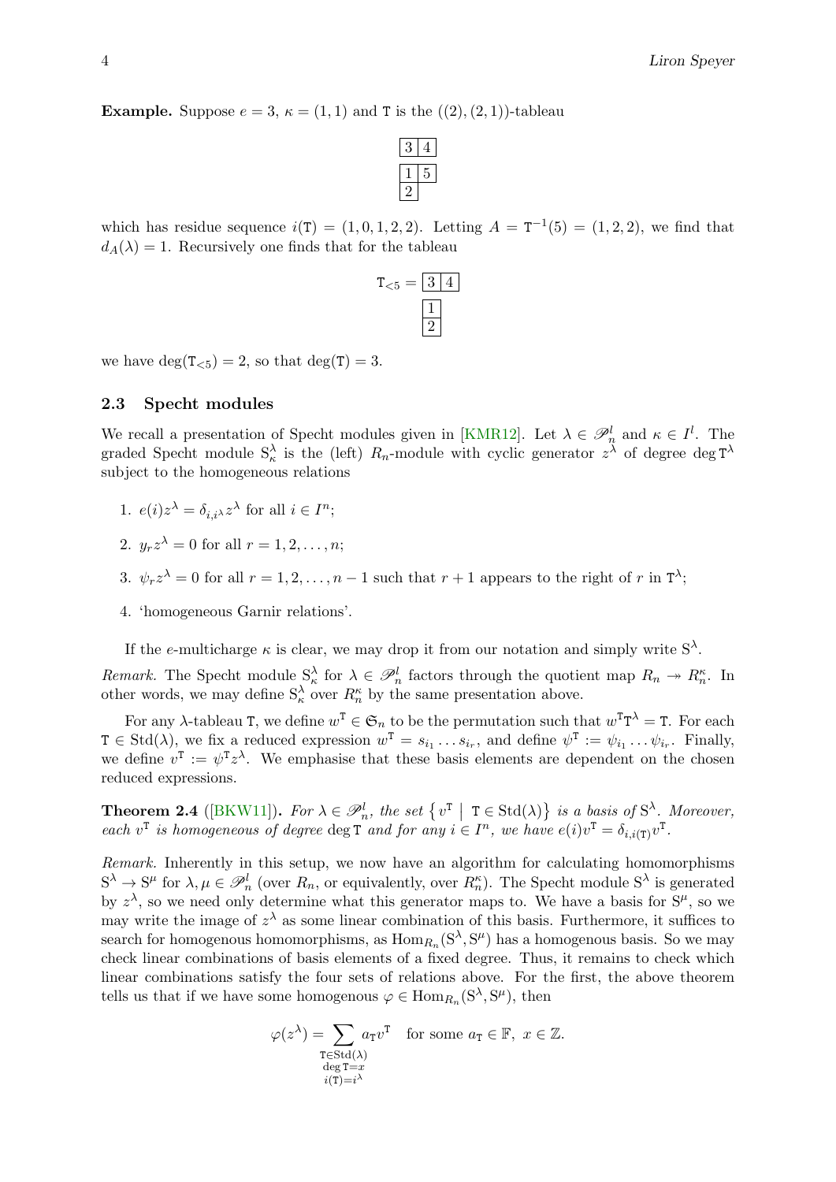**Example.** Suppose $e = 3$, $\kappa = (1,1)$ and $\mathtt{T}$ is the $((2),(2,1))$-tableau

$$\begin{array}{|c|c|}\hline 3 & 4 \\ \hline \end{array}$$
$$\begin{array}{|c|c|}\hline 1 & 5 \\ \hline 2 \\ \cline{1-1} \end{array}$$

which has residue sequence $i(\mathtt{T}) = (1,0,1,2,2)$. Letting $A = \mathtt{T}^{-1}(5) = (1,2,2)$, we find that $d_A(\lambda) = 1$. Recursively one finds that for the tableau

$$\mathtt{T}_{<5} = \begin{array}{|c|c|}\hline 3 & 4 \\ \hline \end{array} \quad \begin{array}{|c|}\hline 1 \\ \hline 2 \\ \hline \end{array}$$

we have $\deg(\mathtt{T}_{<5}) = 2$, so that $\deg(\mathtt{T}) = 3$.

### 2.3 Specht modules

We recall a presentation of Specht modules given in [KMR12]. Let $\lambda \in \mathscr{P}^l_n$ and $\kappa \in I^l$. The graded Specht module $\mathrm{S}^\lambda_\kappa$ is the (left) $R_n$-module with cyclic generator $z^\lambda$ of degree $\deg \mathtt{T}^\lambda$ subject to the homogeneous relations

1. $e(i)z^\lambda = \delta_{i,i^\lambda} z^\lambda$ for all $i \in I^n$;
2. $y_r z^\lambda = 0$ for all $r = 1,2,\dots,n$;
3. $\psi_r z^\lambda = 0$ for all $r = 1,2,\dots,n-1$ such that $r+1$ appears to the right of $r$ in $\mathtt{T}^\lambda$;
4. 'homogeneous Garnir relations'.

If the $e$-multicharge $\kappa$ is clear, we may drop it from our notation and simply write $\mathrm{S}^\lambda$.

*Remark.* The Specht module $\mathrm{S}^\lambda_\kappa$ for $\lambda \in \mathscr{P}^l_n$ factors through the quotient map $R_n \twoheadrightarrow R^\kappa_n$. In other words, we may define $\mathrm{S}^\lambda_\kappa$ over $R^\kappa_n$ by the same presentation above.

For any $\lambda$-tableau $\mathtt{T}$, we define $w^\mathtt{T} \in \mathfrak{S}_n$ to be the permutation such that $w^\mathtt{T}\mathtt{T}^\lambda = \mathtt{T}$. For each $\mathtt{T} \in \mathrm{Std}(\lambda)$, we fix a reduced expression $w^\mathtt{T} = s_{i_1} \dots s_{i_r}$, and define $\psi^\mathtt{T} := \psi_{i_1} \dots \psi_{i_r}$. Finally, we define $v^\mathtt{T} := \psi^\mathtt{T} z^\lambda$. We emphasise that these basis elements are dependent on the chosen reduced expressions.

**Theorem 2.4** ([BKW11])**.** *For $\lambda \in \mathscr{P}^l_n$, the set $\left\{ v^\mathtt{T} \;\middle|\; \mathtt{T} \in \mathrm{Std}(\lambda) \right\}$ is a basis of $\mathrm{S}^\lambda$. Moreover, each $v^\mathtt{T}$ is homogeneous of degree $\deg \mathtt{T}$ and for any $i \in I^n$, we have $e(i)v^\mathtt{T} = \delta_{i,i(\mathtt{T})} v^\mathtt{T}$.*

*Remark.* Inherently in this setup, we now have an algorithm for calculating homomorphisms $\mathrm{S}^\lambda \to \mathrm{S}^\mu$ for $\lambda, \mu \in \mathscr{P}^l_n$ (over $R_n$, or equivalently, over $R^\kappa_n$). The Specht module $\mathrm{S}^\lambda$ is generated by $z^\lambda$, so we need only determine what this generator maps to. We have a basis for $\mathrm{S}^\mu$, so we may write the image of $z^\lambda$ as some linear combination of this basis. Furthermore, it suffices to search for homogenous homomorphisms, as $\mathrm{Hom}_{R_n}(\mathrm{S}^\lambda, \mathrm{S}^\mu)$ has a homogenous basis. So we may check linear combinations of basis elements of a fixed degree. Thus, it remains to check which linear combinations satisfy the four sets of relations above. For the first, the above theorem tells us that if we have some homogenous $\varphi \in \mathrm{Hom}_{R_n}(\mathrm{S}^\lambda, \mathrm{S}^\mu)$, then

$$\varphi(z^\lambda) = \sum_{\substack{\mathtt{T} \in \mathrm{Std}(\lambda) \\ \deg \mathtt{T} = x \\ i(\mathtt{T}) = i^\lambda}} a_\mathtt{T} v^\mathtt{T} \quad \text{for some } a_\mathtt{T} \in \mathbb{F},\ x \in \mathbb{Z}.$$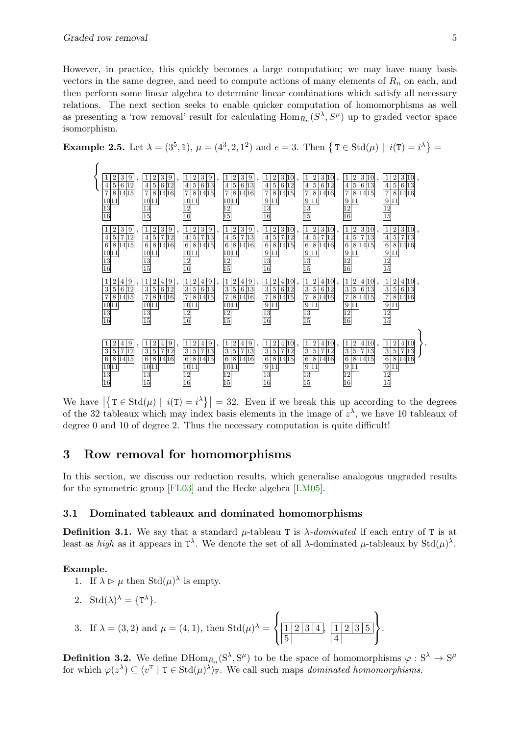However, in practice, this quickly becomes a large computation; we may have many basis vectors in the same degree, and need to compute actions of many elements of $R_n$ on each, and then perform some linear algebra to determine linear combinations which satisfy all necessary relations. The next section seeks to enable quicker computation of homomorphisms as well as presenting a 'row removal' result for calculating $\mathrm{Hom}_{R_n}(S^\lambda, S^\mu)$ up to graded vector space isomorphism.

**Example 2.5.** Let $\lambda = (3^5, 1)$, $\mu = (4^3, 2, 1^2)$ and $e = 3$. Then $\{\mathtt{T} \in \mathrm{Std}(\mu) \mid i(\mathtt{T}) = i^\lambda\} =$

$$
\left\{
\begin{array}{cccc}1&2&3&9\\4&5&6&12\\7&8&14&15\\10&11&&\\13&&&\\16&&&\end{array},
\begin{array}{cccc}1&2&3&9\\4&5&6&12\\7&8&14&16\\10&11&&\\13&&&\\15&&&\end{array},
\begin{array}{cccc}1&2&3&9\\4&5&6&13\\7&8&14&15\\10&11&&\\12&&&\\16&&&\end{array},
\begin{array}{cccc}1&2&3&9\\4&5&6&13\\7&8&14&16\\10&11&&\\12&&&\\15&&&\end{array},
\begin{array}{cccc}1&2&3&10\\4&5&6&12\\7&8&14&15\\9&11&&\\13&&&\\16&&&\end{array},
\begin{array}{cccc}1&2&3&10\\4&5&6&12\\7&8&14&16\\9&11&&\\13&&&\\15&&&\end{array},
\begin{array}{cccc}1&2&3&10\\4&5&6&13\\7&8&14&15\\9&11&&\\12&&&\\16&&&\end{array},
\begin{array}{cccc}1&2&3&10\\4&5&6&13\\7&8&14&16\\9&11&&\\12&&&\\15&&&\end{array},
\right.
$$

$$
\begin{array}{cccc}1&2&3&9\\4&5&7&12\\6&8&14&15\\10&11&&\\13&&&\\16&&&\end{array},
\begin{array}{cccc}1&2&3&9\\4&5&7&12\\6&8&14&16\\10&11&&\\13&&&\\15&&&\end{array},
\begin{array}{cccc}1&2&3&9\\4&5&7&13\\6&8&14&15\\10&11&&\\12&&&\\16&&&\end{array},
\begin{array}{cccc}1&2&3&9\\4&5&7&13\\6&8&14&16\\10&11&&\\12&&&\\15&&&\end{array},
\begin{array}{cccc}1&2&3&10\\4&5&7&12\\6&8&14&15\\9&11&&\\13&&&\\16&&&\end{array},
\begin{array}{cccc}1&2&3&10\\4&5&7&12\\6&8&14&16\\9&11&&\\13&&&\\15&&&\end{array},
\begin{array}{cccc}1&2&3&10\\4&5&7&13\\6&8&14&15\\9&11&&\\12&&&\\16&&&\end{array},
\begin{array}{cccc}1&2&3&10\\4&5&7&13\\6&8&14&16\\9&11&&\\12&&&\\15&&&\end{array},
$$

$$
\begin{array}{cccc}1&2&4&9\\3&5&6&12\\7&8&14&15\\10&11&&\\13&&&\\16&&&\end{array},
\begin{array}{cccc}1&2&4&9\\3&5&6&12\\7&8&14&16\\10&11&&\\13&&&\\15&&&\end{array},
\begin{array}{cccc}1&2&4&9\\3&5&6&13\\7&8&14&15\\10&11&&\\12&&&\\16&&&\end{array},
\begin{array}{cccc}1&2&4&9\\3&5&6&13\\7&8&14&16\\10&11&&\\12&&&\\15&&&\end{array},
\begin{array}{cccc}1&2&4&10\\3&5&6&12\\7&8&14&15\\9&11&&\\13&&&\\16&&&\end{array},
\begin{array}{cccc}1&2&4&10\\3&5&6&12\\7&8&14&16\\9&11&&\\13&&&\\15&&&\end{array},
\begin{array}{cccc}1&2&4&10\\3&5&6&13\\7&8&14&15\\9&11&&\\12&&&\\16&&&\end{array},
\begin{array}{cccc}1&2&4&10\\3&5&6&13\\7&8&14&16\\9&11&&\\12&&&\\15&&&\end{array},
$$

$$
\left.
\begin{array}{cccc}1&2&4&9\\3&5&7&12\\6&8&14&15\\10&11&&\\13&&&\\16&&&\end{array},
\begin{array}{cccc}1&2&4&9\\3&5&7&12\\6&8&14&16\\10&11&&\\13&&&\\15&&&\end{array},
\begin{array}{cccc}1&2&4&9\\3&5&7&13\\6&8&14&15\\10&11&&\\12&&&\\16&&&\end{array},
\begin{array}{cccc}1&2&4&9\\3&5&7&13\\6&8&14&16\\10&11&&\\12&&&\\15&&&\end{array},
\begin{array}{cccc}1&2&4&10\\3&5&7&12\\6&8&14&15\\9&11&&\\13&&&\\16&&&\end{array},
\begin{array}{cccc}1&2&4&10\\3&5&7&12\\6&8&14&16\\9&11&&\\13&&&\\15&&&\end{array},
\begin{array}{cccc}1&2&4&10\\3&5&7&13\\6&8&14&15\\9&11&&\\12&&&\\16&&&\end{array},
\begin{array}{cccc}1&2&4&10\\3&5&7&13\\6&8&14&16\\9&11&&\\12&&&\\15&&&\end{array}
\right\}.
$$

We have $|\{\mathtt{T} \in \mathrm{Std}(\mu) \mid i(\mathtt{T}) = i^\lambda\}| = 32$. Even if we break this up according to the degrees of the 32 tableaux which may index basis elements in the image of $z^\lambda$, we have 10 tableaux of degree 0 and 10 of degree 2. Thus the necessary computation is quite difficult!

## 3 Row removal for homomorphisms

In this section, we discuss our reduction results, which generalise analogous ungraded results for the symmetric group [FL03] and the Hecke algebra [LM05].

### 3.1 Dominated tableaux and dominated homomorphisms

**Definition 3.1.** We say that a standard $\mu$-tableau $\mathtt{T}$ is $\lambda$-*dominated* if each entry of $\mathtt{T}$ is at least as *high* as it appears in $\mathtt{T}^\lambda$. We denote the set of all $\lambda$-dominated $\mu$-tableaux by $\mathrm{Std}(\mu)^\lambda$.

**Example.**

1. If $\lambda \rhd \mu$ then $\mathrm{Std}(\mu)^\lambda$ is empty.
2. $\mathrm{Std}(\lambda)^\lambda = \{\mathtt{T}^\lambda\}$.
3. If $\lambda = (3, 2)$ and $\mu = (4, 1)$, then $\mathrm{Std}(\mu)^\lambda = \left\{ \begin{array}{cccc}1&2&3&4\\5&&&\end{array},\ \begin{array}{cccc}1&2&3&5\\4&&&\end{array} \right\}$.

**Definition 3.2.** We define $\mathrm{DHom}_{R_n}(\mathrm{S}^\lambda, \mathrm{S}^\mu)$ to be the space of homomorphisms $\varphi : \mathrm{S}^\lambda \to \mathrm{S}^\mu$ for which $\varphi(z^\lambda) \subseteq \langle v^\mathtt{T} \mid \mathtt{T} \in \mathrm{Std}(\mu)^\lambda \rangle_\mathbb{F}$. We call such maps *dominated homomorphisms*.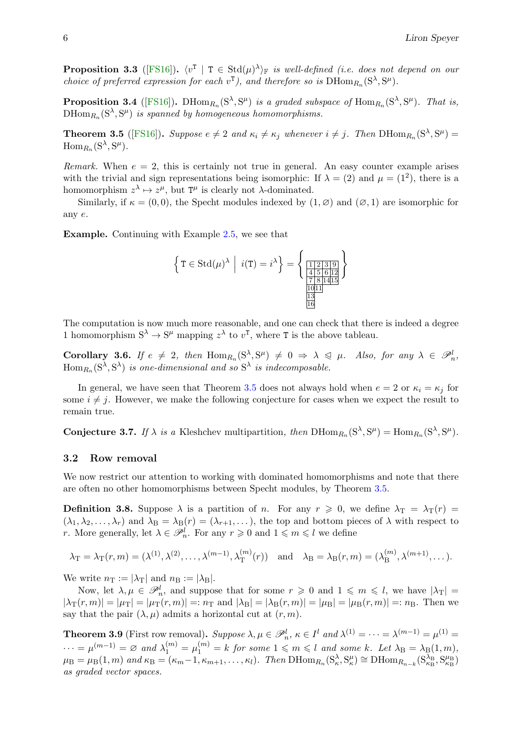**Proposition 3.3** ([FS16]). *$\langle v^{\mathtt{T}} \mid \mathtt{T} \in \mathrm{Std}(\mu)^{\lambda}\rangle_{\mathbb{F}}$ is well-defined (i.e. does not depend on our choice of preferred expression for each $v^{\mathtt{T}}$), and therefore so is $\mathrm{DHom}_{R_n}(\mathrm{S}^{\lambda}, \mathrm{S}^{\mu})$.*

**Proposition 3.4** ([FS16]). *$\mathrm{DHom}_{R_n}(\mathrm{S}^{\lambda}, \mathrm{S}^{\mu})$ is a graded subspace of $\mathrm{Hom}_{R_n}(\mathrm{S}^{\lambda}, \mathrm{S}^{\mu})$. That is, $\mathrm{DHom}_{R_n}(\mathrm{S}^{\lambda}, \mathrm{S}^{\mu})$ is spanned by homogeneous homomorphisms.*

**Theorem 3.5** ([FS16]). *Suppose $e \neq 2$ and $\kappa_i \neq \kappa_j$ whenever $i \neq j$. Then $\mathrm{DHom}_{R_n}(\mathrm{S}^{\lambda}, \mathrm{S}^{\mu}) = \mathrm{Hom}_{R_n}(\mathrm{S}^{\lambda}, \mathrm{S}^{\mu})$.*

*Remark.* When $e = 2$, this is certainly not true in general. An easy counter example arises with the trivial and sign representations being isomorphic: If $\lambda = (2)$ and $\mu = (1^2)$, there is a homomorphism $z^{\lambda} \mapsto z^{\mu}$, but $\mathtt{T}^{\mu}$ is clearly not $\lambda$-dominated.

Similarly, if $\kappa = (0, 0)$, the Specht modules indexed by $(1, \varnothing)$ and $(\varnothing, 1)$ are isomorphic for any $e$.

**Example.** Continuing with Example 2.5, we see that

$$\left\{ \mathtt{T} \in \mathrm{Std}(\mu)^{\lambda} \;\middle|\; i(\mathtt{T}) = i^{\lambda} \right\} = \left\{ \begin{array}{|c|c|c|c|} \hline 1 & 2 & 3 & 9 \\ \hline 4 & 5 & 6 & 12 \\ \hline 7 & 8 & 14 & 15 \\ \hline 10 & 11 \\ \cline{1-2} 13 \\ \cline{1-1} 16 \\ \cline{1-1} \end{array} \right\}$$

The computation is now much more reasonable, and one can check that there is indeed a degree 1 homomorphism $\mathrm{S}^{\lambda} \to \mathrm{S}^{\mu}$ mapping $z^{\lambda}$ to $v^{\mathtt{T}}$, where $\mathtt{T}$ is the above tableau.

**Corollary 3.6.** *If $e \neq 2$, then $\mathrm{Hom}_{R_n}(\mathrm{S}^{\lambda}, \mathrm{S}^{\mu}) \neq 0 \Rightarrow \lambda \trianglelefteqslant \mu$. Also, for any $\lambda \in \mathscr{P}^l_n$, $\mathrm{Hom}_{R_n}(\mathrm{S}^{\lambda}, \mathrm{S}^{\lambda})$ is one-dimensional and so $\mathrm{S}^{\lambda}$ is indecomposable.*

In general, we have seen that Theorem 3.5 does not always hold when $e = 2$ or $\kappa_i = \kappa_j$ for some $i \neq j$. However, we make the following conjecture for cases when we expect the result to remain true.

**Conjecture 3.7.** *If $\lambda$ is a* Kleshchev multipartition*, then $\mathrm{DHom}_{R_n}(\mathrm{S}^{\lambda}, \mathrm{S}^{\mu}) = \mathrm{Hom}_{R_n}(\mathrm{S}^{\lambda}, \mathrm{S}^{\mu})$.*

## 3.2 Row removal

We now restrict our attention to working with dominated homomorphisms and note that there are often no other homomorphisms between Specht modules, by Theorem 3.5.

**Definition 3.8.** Suppose $\lambda$ is a partition of $n$. For any $r \geqslant 0$, we define $\lambda_{\mathrm{T}} = \lambda_{\mathrm{T}}(r) = (\lambda_1, \lambda_2, \ldots, \lambda_r)$ and $\lambda_{\mathrm{B}} = \lambda_{\mathrm{B}}(r) = (\lambda_{r+1}, \ldots)$, the top and bottom pieces of $\lambda$ with respect to $r$. More generally, let $\lambda \in \mathscr{P}^l_n$. For any $r \geqslant 0$ and $1 \leqslant m \leqslant l$ we define

$$\lambda_{\mathrm{T}} = \lambda_{\mathrm{T}}(r, m) = (\lambda^{(1)}, \lambda^{(2)}, \ldots, \lambda^{(m-1)}, \lambda^{(m)}_{\mathrm{T}}(r)) \quad \text{and} \quad \lambda_{\mathrm{B}} = \lambda_{\mathrm{B}}(r, m) = (\lambda^{(m)}_{\mathrm{B}}, \lambda^{(m+1)}, \ldots).$$

We write $n_{\mathrm{T}} := |\lambda_{\mathrm{T}}|$ and $n_{\mathrm{B}} := |\lambda_{\mathrm{B}}|$.

Now, let $\lambda, \mu \in \mathscr{P}^l_n$, and suppose that for some $r \geqslant 0$ and $1 \leqslant m \leqslant l$, we have $|\lambda_{\mathrm{T}}| = |\lambda_{\mathrm{T}}(r, m)| = |\mu_{\mathrm{T}}| = |\mu_{\mathrm{T}}(r, m)| =: n_{\mathrm{T}}$ and $|\lambda_{\mathrm{B}}| = |\lambda_{\mathrm{B}}(r, m)| = |\mu_{\mathrm{B}}| = |\mu_{\mathrm{B}}(r, m)| =: n_{\mathrm{B}}$. Then we say that the pair $(\lambda, \mu)$ admits a horizontal cut at $(r, m)$.

**Theorem 3.9** (First row removal). *Suppose $\lambda, \mu \in \mathscr{P}^l_n$, $\kappa \in I^l$ and $\lambda^{(1)} = \cdots = \lambda^{(m-1)} = \mu^{(1)} = \cdots = \mu^{(m-1)} = \varnothing$ and $\lambda^{(m)}_1 = \mu^{(m)}_1 = k$ for some $1 \leqslant m \leqslant l$ and some $k$. Let $\lambda_{\mathrm{B}} = \lambda_{\mathrm{B}}(1, m)$, $\mu_{\mathrm{B}} = \mu_{\mathrm{B}}(1, m)$ and $\kappa_{\mathrm{B}} = (\kappa_m - 1, \kappa_{m+1}, \ldots, \kappa_l)$. Then $\mathrm{DHom}_{R_n}(\mathrm{S}^{\lambda}_{\kappa}, \mathrm{S}^{\mu}_{\kappa}) \cong \mathrm{DHom}_{R_{n-k}}(\mathrm{S}^{\lambda_{\mathrm{B}}}_{\kappa_{\mathrm{B}}}, \mathrm{S}^{\mu_{\mathrm{B}}}_{\kappa_{\mathrm{B}}})$ as graded vector spaces.*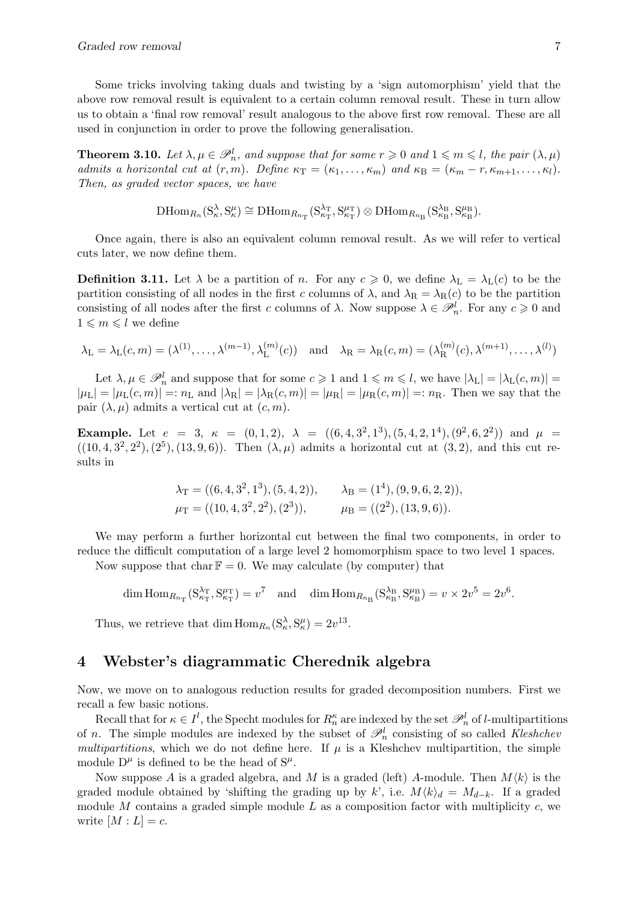Some tricks involving taking duals and twisting by a 'sign automorphism' yield that the above row removal result is equivalent to a certain column removal result. These in turn allow us to obtain a 'final row removal' result analogous to the above first row removal. These are all used in conjunction in order to prove the following generalisation.

**Theorem 3.10.** *Let $\lambda, \mu \in \mathscr{P}^l_n$, and suppose that for some $r \geqslant 0$ and $1 \leqslant m \leqslant l$, the pair $(\lambda, \mu)$ admits a horizontal cut at $(r, m)$. Define $\kappa_{\mathrm{T}} = (\kappa_1, \ldots, \kappa_m)$ and $\kappa_{\mathrm{B}} = (\kappa_m - r, \kappa_{m+1}, \ldots, \kappa_l)$. Then, as graded vector spaces, we have*

$$\mathrm{DHom}_{R_n}(\mathrm{S}^\lambda_\kappa, \mathrm{S}^\mu_\kappa) \cong \mathrm{DHom}_{R_{n_{\mathrm{T}}}}(\mathrm{S}^{\lambda_{\mathrm{T}}}_{\kappa_{\mathrm{T}}}, \mathrm{S}^{\mu_{\mathrm{T}}}_{\kappa_{\mathrm{T}}}) \otimes \mathrm{DHom}_{R_{n_{\mathrm{B}}}}(\mathrm{S}^{\lambda_{\mathrm{B}}}_{\kappa_{\mathrm{B}}}, \mathrm{S}^{\mu_{\mathrm{B}}}_{\kappa_{\mathrm{B}}}).$$

Once again, there is also an equivalent column removal result. As we will refer to vertical cuts later, we now define them.

**Definition 3.11.** Let $\lambda$ be a partition of $n$. For any $c \geqslant 0$, we define $\lambda_{\mathrm{L}} = \lambda_{\mathrm{L}}(c)$ to be the partition consisting of all nodes in the first $c$ columns of $\lambda$, and $\lambda_{\mathrm{R}} = \lambda_{\mathrm{R}}(c)$ to be the partition consisting of all nodes after the first $c$ columns of $\lambda$. Now suppose $\lambda \in \mathscr{P}^l_n$. For any $c \geqslant 0$ and $1 \leqslant m \leqslant l$ we define

$$\lambda_{\mathrm{L}} = \lambda_{\mathrm{L}}(c, m) = (\lambda^{(1)}, \ldots, \lambda^{(m-1)}, \lambda^{(m)}_{\mathrm{L}}(c)) \quad \text{and} \quad \lambda_{\mathrm{R}} = \lambda_{\mathrm{R}}(c, m) = (\lambda^{(m)}_{\mathrm{R}}(c), \lambda^{(m+1)}, \ldots, \lambda^{(l)})$$

Let $\lambda, \mu \in \mathscr{P}^l_n$ and suppose that for some $c \geqslant 1$ and $1 \leqslant m \leqslant l$, we have $|\lambda_{\mathrm{L}}| = |\lambda_{\mathrm{L}}(c, m)| = |\mu_{\mathrm{L}}| = |\mu_{\mathrm{L}}(c, m)| =: n_{\mathrm{L}}$ and $|\lambda_{\mathrm{R}}| = |\lambda_{\mathrm{R}}(c, m)| = |\mu_{\mathrm{R}}| = |\mu_{\mathrm{R}}(c, m)| =: n_{\mathrm{R}}$. Then we say that the pair $(\lambda, \mu)$ admits a vertical cut at $(c, m)$.

**Example.** Let $e = 3$, $\kappa = (0, 1, 2)$, $\lambda = ((6, 4, 3^2, 1^3), (5, 4, 2, 1^4), (9^2, 6, 2^2))$ and $\mu = ((10, 4, 3^2, 2^2), (2^5), (13, 9, 6))$. Then $(\lambda, \mu)$ admits a horizontal cut at $(3, 2)$, and this cut results in

$$\begin{aligned} \lambda_{\mathrm{T}} &= ((6, 4, 3^2, 1^3), (5, 4, 2)), & \lambda_{\mathrm{B}} &= (1^4), (9, 9, 6, 2, 2)), \\ \mu_{\mathrm{T}} &= ((10, 4, 3^2, 2^2), (2^3)), & \mu_{\mathrm{B}} &= ((2^2), (13, 9, 6)). \end{aligned}$$

We may perform a further horizontal cut between the final two components, in order to reduce the difficult computation of a large level 2 homomorphism space to two level 1 spaces.

Now suppose that $\operatorname{char} \mathbb{F} = 0$. We may calculate (by computer) that

$$\dim \mathrm{Hom}_{R_{n_{\mathrm{T}}}}(\mathrm{S}^{\lambda_{\mathrm{T}}}_{\kappa_{\mathrm{T}}}, \mathrm{S}^{\mu_{\mathrm{T}}}_{\kappa_{\mathrm{T}}}) = v^7 \quad \text{and} \quad \dim \mathrm{Hom}_{R_{n_{\mathrm{B}}}}(\mathrm{S}^{\lambda_{\mathrm{B}}}_{\kappa_{\mathrm{B}}}, \mathrm{S}^{\mu_{\mathrm{B}}}_{\kappa_{\mathrm{B}}}) = v \times 2v^5 = 2v^6.$$

Thus, we retrieve that $\dim \mathrm{Hom}_{R_n}(\mathrm{S}^\lambda_\kappa, \mathrm{S}^\mu_\kappa) = 2v^{13}$.

## 4 Webster's diagrammatic Cherednik algebra

Now, we move on to analogous reduction results for graded decomposition numbers. First we recall a few basic notions.

Recall that for $\kappa \in I^l$, the Specht modules for $R^\kappa_n$ are indexed by the set $\mathscr{P}^l_n$ of $l$-multipartitions of $n$. The simple modules are indexed by the subset of $\mathscr{P}^l_n$ consisting of so called *Kleshchev multipartitions*, which we do not define here. If $\mu$ is a Kleshchev multipartition, the simple module $\mathrm{D}^\mu$ is defined to be the head of $\mathrm{S}^\mu$.

Now suppose $A$ is a graded algebra, and $M$ is a graded (left) $A$-module. Then $M\langle k \rangle$ is the graded module obtained by 'shifting the grading up by $k$', i.e. $M\langle k \rangle_d = M_{d-k}$. If a graded module $M$ contains a graded simple module $L$ as a composition factor with multiplicity $c$, we write $[M : L] = c$.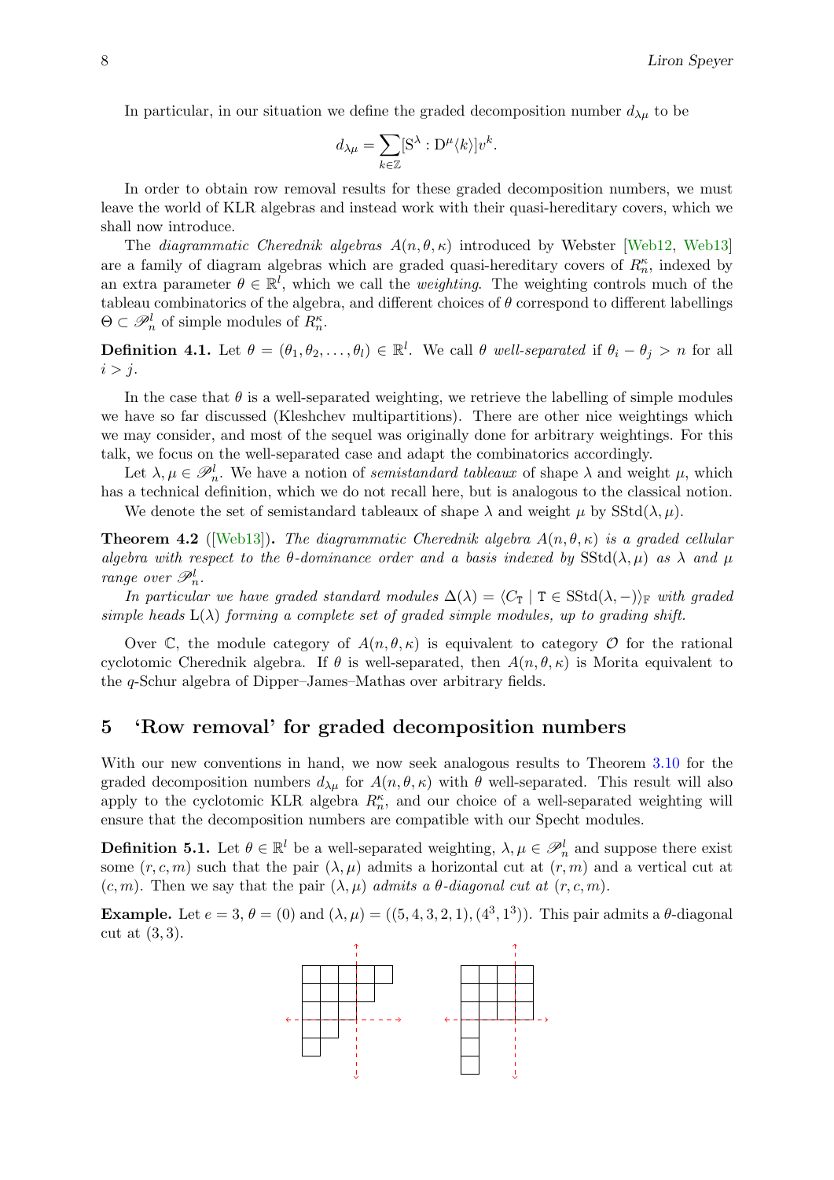In particular, in our situation we define the graded decomposition number $d_{\lambda\mu}$ to be

$$d_{\lambda\mu} = \sum_{k\in\mathbb{Z}} [\mathrm{S}^\lambda : \mathrm{D}^\mu\langle k\rangle] v^k.$$

In order to obtain row removal results for these graded decomposition numbers, we must leave the world of KLR algebras and instead work with their quasi-hereditary covers, which we shall now introduce.

The *diagrammatic Cherednik algebras* $A(n,\theta,\kappa)$ introduced by Webster [Web12, Web13] are a family of diagram algebras which are graded quasi-hereditary covers of $R_n^\kappa$, indexed by an extra parameter $\theta \in \mathbb{R}^l$, which we call the *weighting*. The weighting controls much of the tableau combinatorics of the algebra, and different choices of $\theta$ correspond to different labellings $\Theta \subset \mathscr{P}_n^l$ of simple modules of $R_n^\kappa$.

**Definition 4.1.** Let $\theta = (\theta_1, \theta_2, \ldots, \theta_l) \in \mathbb{R}^l$. We call $\theta$ *well-separated* if $\theta_i - \theta_j > n$ for all $i > j$.

In the case that $\theta$ is a well-separated weighting, we retrieve the labelling of simple modules we have so far discussed (Kleshchev multipartitions). There are other nice weightings which we may consider, and most of the sequel was originally done for arbitrary weightings. For this talk, we focus on the well-separated case and adapt the combinatorics accordingly.

Let $\lambda, \mu \in \mathscr{P}_n^l$. We have a notion of *semistandard tableaux* of shape $\lambda$ and weight $\mu$, which has a technical definition, which we do not recall here, but is analogous to the classical notion.

We denote the set of semistandard tableaux of shape $\lambda$ and weight $\mu$ by $\mathrm{SStd}(\lambda,\mu)$.

**Theorem 4.2** ([Web13]). *The diagrammatic Cherednik algebra $A(n,\theta,\kappa)$ is a graded cellular algebra with respect to the $\theta$-dominance order and a basis indexed by $\mathrm{SStd}(\lambda,\mu)$ as $\lambda$ and $\mu$ range over $\mathscr{P}_n^l$.*

*In particular we have graded standard modules $\Delta(\lambda) = \langle C_{\mathtt{T}} \mid \mathtt{T} \in \mathrm{SStd}(\lambda,-)\rangle_{\mathbb{F}}$ with graded simple heads $\mathrm{L}(\lambda)$ forming a complete set of graded simple modules, up to grading shift.*

Over $\mathbb{C}$, the module category of $A(n,\theta,\kappa)$ is equivalent to category $\mathcal{O}$ for the rational cyclotomic Cherednik algebra. If $\theta$ is well-separated, then $A(n,\theta,\kappa)$ is Morita equivalent to the $q$-Schur algebra of Dipper–James–Mathas over arbitrary fields.

## 5 'Row removal' for graded decomposition numbers

With our new conventions in hand, we now seek analogous results to Theorem 3.10 for the graded decomposition numbers $d_{\lambda\mu}$ for $A(n,\theta,\kappa)$ with $\theta$ well-separated. This result will also apply to the cyclotomic KLR algebra $R_n^\kappa$, and our choice of a well-separated weighting will ensure that the decomposition numbers are compatible with our Specht modules.

**Definition 5.1.** Let $\theta \in \mathbb{R}^l$ be a well-separated weighting, $\lambda, \mu \in \mathscr{P}_n^l$ and suppose there exist some $(r,c,m)$ such that the pair $(\lambda,\mu)$ admits a horizontal cut at $(r,m)$ and a vertical cut at $(c,m)$. Then we say that the pair $(\lambda,\mu)$ *admits a $\theta$-diagonal cut at $(r,c,m)$*.

**Example.** Let $e = 3$, $\theta = (0)$ and $(\lambda,\mu) = ((5,4,3,2,1),(4^3,1^3))$. This pair admits a $\theta$-diagonal cut at $(3,3)$.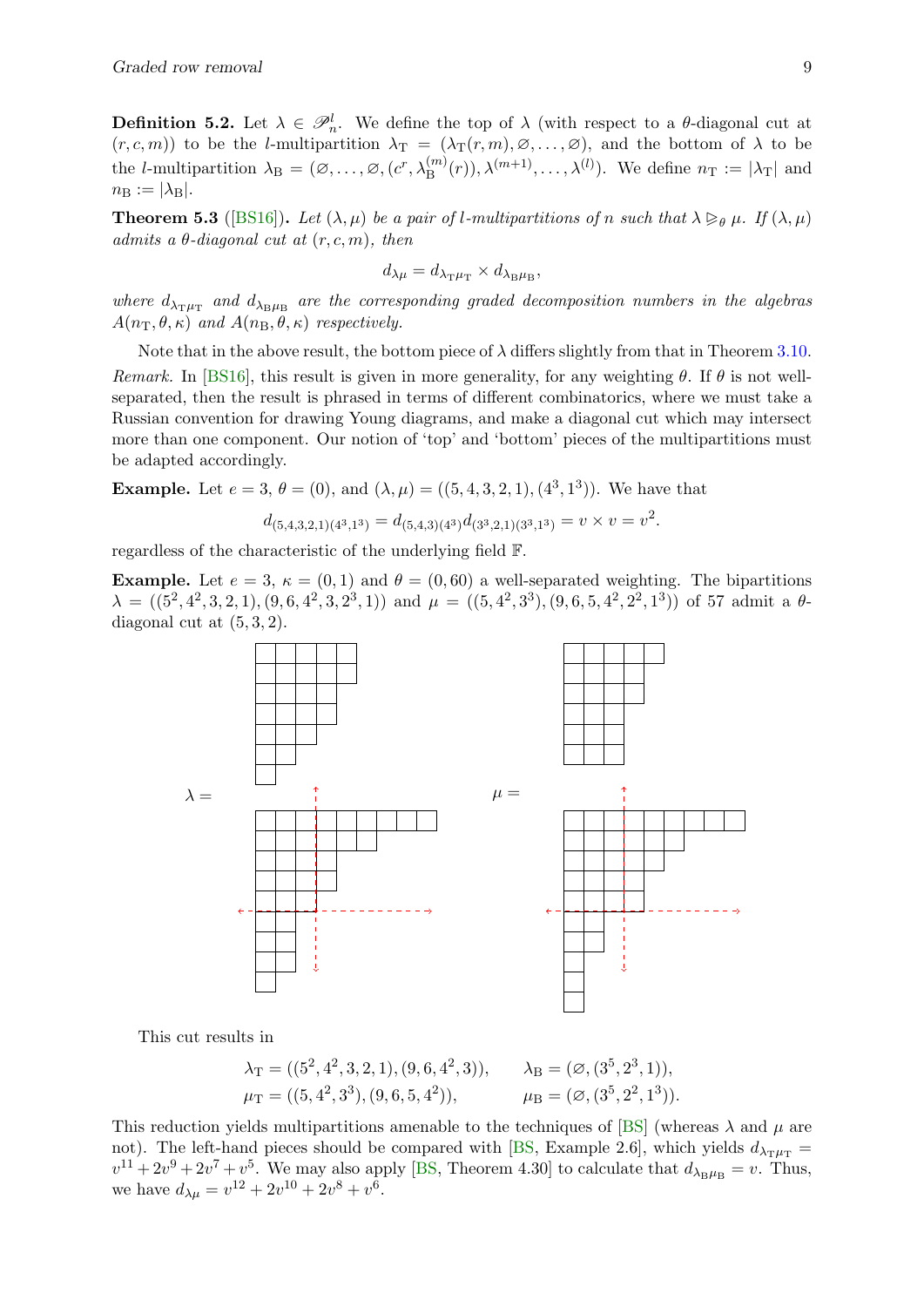**Definition 5.2.** Let $\lambda \in \mathscr{P}^l_n$. We define the top of $\lambda$ (with respect to a $\theta$-diagonal cut at $(r,c,m)$) to be the $l$-multipartition $\lambda_{\mathrm{T}} = (\lambda_{\mathrm{T}}(r,m), \varnothing, \dots, \varnothing)$, and the bottom of $\lambda$ to be the $l$-multipartition $\lambda_{\mathrm{B}} = (\varnothing, \dots, \varnothing, (c^r, \lambda_{\mathrm{B}}^{(m)}(r)), \lambda^{(m+1)}, \dots, \lambda^{(l)})$. We define $n_{\mathrm{T}} := |\lambda_{\mathrm{T}}|$ and $n_{\mathrm{B}} := |\lambda_{\mathrm{B}}|$.

**Theorem 5.3** ([BS16]). *Let $(\lambda,\mu)$ be a pair of $l$-multipartitions of $n$ such that $\lambda \trianglerighteq_\theta \mu$. If $(\lambda,\mu)$ admits a $\theta$-diagonal cut at $(r,c,m)$, then*

$$d_{\lambda\mu} = d_{\lambda_{\mathrm{T}}\mu_{\mathrm{T}}} \times d_{\lambda_{\mathrm{B}}\mu_{\mathrm{B}}},$$

*where $d_{\lambda_{\mathrm{T}}\mu_{\mathrm{T}}}$ and $d_{\lambda_{\mathrm{B}}\mu_{\mathrm{B}}}$ are the corresponding graded decomposition numbers in the algebras $A(n_{\mathrm{T}},\theta,\kappa)$ and $A(n_{\mathrm{B}},\theta,\kappa)$ respectively.*

Note that in the above result, the bottom piece of $\lambda$ differs slightly from that in Theorem 3.10.

*Remark.* In [BS16], this result is given in more generality, for any weighting $\theta$. If $\theta$ is not well-separated, then the result is phrased in terms of different combinatorics, where we must take a Russian convention for drawing Young diagrams, and make a diagonal cut which may intersect more than one component. Our notion of 'top' and 'bottom' pieces of the multipartitions must be adapted accordingly.

**Example.** Let $e = 3$, $\theta = (0)$, and $(\lambda,\mu) = ((5,4,3,2,1),(4^3,1^3))$. We have that

$$d_{(5,4,3,2,1)(4^3,1^3)} = d_{(5,4,3)(4^3)} d_{(3^3,2,1)(3^3,1^3)} = v \times v = v^2.$$

regardless of the characteristic of the underlying field $\mathbb{F}$.

**Example.** Let $e = 3$, $\kappa = (0,1)$ and $\theta = (0,60)$ a well-separated weighting. The bipartitions $\lambda = ((5^2,4^2,3,2,1),(9,6,4^2,3,2^3,1))$ and $\mu = ((5,4^2,3^3),(9,6,5,4^2,2^2,1^3))$ of 57 admit a $\theta$-diagonal cut at $(5,3,2)$.

$\lambda =$ $\mu =$

This cut results in

$$\lambda_{\mathrm{T}} = ((5^2,4^2,3,2,1),(9,6,4^2,3)), \qquad \lambda_{\mathrm{B}} = (\varnothing,(3^5,2^3,1)),$$
$$\mu_{\mathrm{T}} = ((5,4^2,3^3),(9,6,5,4^2)), \qquad \mu_{\mathrm{B}} = (\varnothing,(3^5,2^2,1^3)).$$

This reduction yields multipartitions amenable to the techniques of [BS] (whereas $\lambda$ and $\mu$ are not). The left-hand pieces should be compared with [BS, Example 2.6], which yields $d_{\lambda_{\mathrm{T}}\mu_{\mathrm{T}}} = v^{11} + 2v^9 + 2v^7 + v^5$. We may also apply [BS, Theorem 4.30] to calculate that $d_{\lambda_{\mathrm{B}}\mu_{\mathrm{B}}} = v$. Thus, we have $d_{\lambda\mu} = v^{12} + 2v^{10} + 2v^8 + v^6$.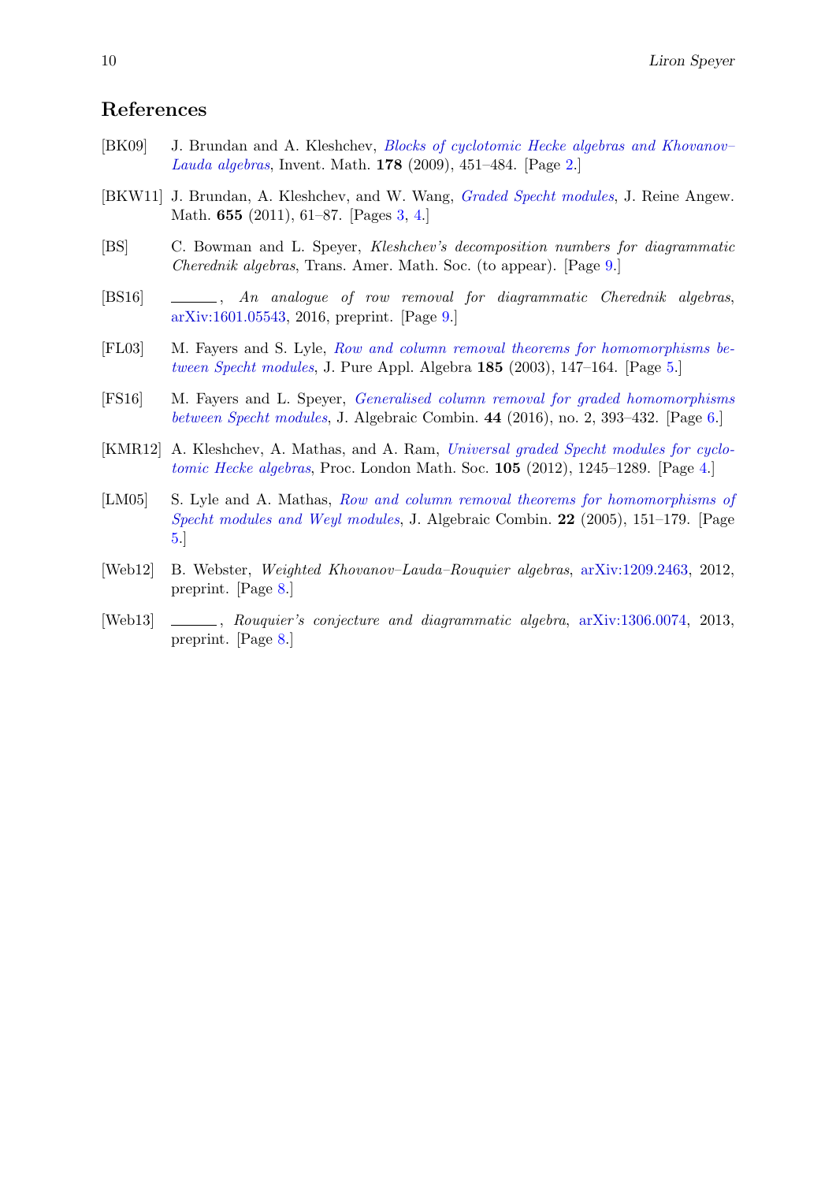## References

[BK09] J. Brundan and A. Kleshchev, *Blocks of cyclotomic Hecke algebras and Khovanov–Lauda algebras*, Invent. Math. **178** (2009), 451–484. [Page 2.]

[BKW11] J. Brundan, A. Kleshchev, and W. Wang, *Graded Specht modules*, J. Reine Angew. Math. **655** (2011), 61–87. [Pages 3, 4.]

[BS] C. Bowman and L. Speyer, *Kleshchev's decomposition numbers for diagrammatic Cherednik algebras*, Trans. Amer. Math. Soc. (to appear). [Page 9.]

[BS16] ______, *An analogue of row removal for diagrammatic Cherednik algebras*, arXiv:1601.05543, 2016, preprint. [Page 9.]

[FL03] M. Fayers and S. Lyle, *Row and column removal theorems for homomorphisms between Specht modules*, J. Pure Appl. Algebra **185** (2003), 147–164. [Page 5.]

[FS16] M. Fayers and L. Speyer, *Generalised column removal for graded homomorphisms between Specht modules*, J. Algebraic Combin. **44** (2016), no. 2, 393–432. [Page 6.]

[KMR12] A. Kleshchev, A. Mathas, and A. Ram, *Universal graded Specht modules for cyclotomic Hecke algebras*, Proc. London Math. Soc. **105** (2012), 1245–1289. [Page 4.]

[LM05] S. Lyle and A. Mathas, *Row and column removal theorems for homomorphisms of Specht modules and Weyl modules*, J. Algebraic Combin. **22** (2005), 151–179. [Page 5.]

[Web12] B. Webster, *Weighted Khovanov–Lauda–Rouquier algebras*, arXiv:1209.2463, 2012, preprint. [Page 8.]

[Web13] ______, *Rouquier's conjecture and diagrammatic algebra*, arXiv:1306.0074, 2013, preprint. [Page 8.]